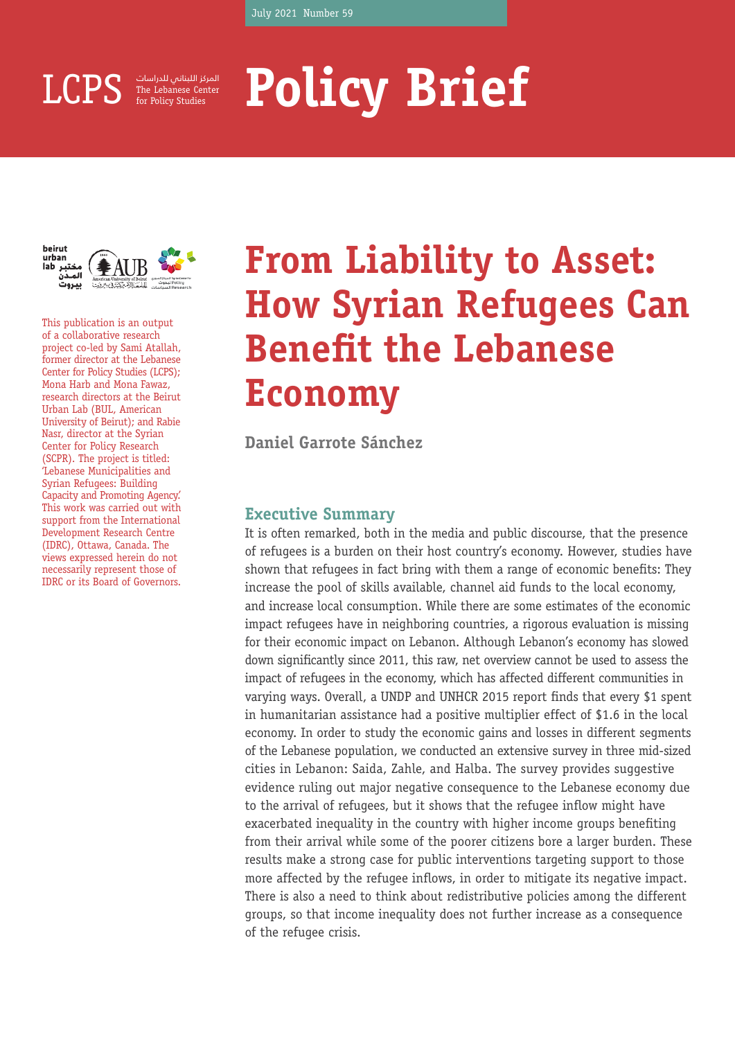July 2021 Number 59

LCPS المركز اللبناني للدراسات The Lebanese Center for Policy Studies

# Policy Brief

This publication is an output of a collaborative research project co-led by Sami Atallah, former director at the Lebanese Center for Policy Studies (LCPS); Mona Harb and Mona Fawaz, research directors at the Beirut Urban Lab (BUL, American University of Beirut); and Rabie Nasr, director at the Syrian Center for Policy Research (SCPR). The project is titled: 'Lebanese Municipalities and Syrian Refugees: Building Capacity and Promoting Agency.' This work was carried out with support from the International Development Research Centre (IDRC), Ottawa, Canada. The views expressed herein do not necessarily represent those of IDRC or its Board of Governors.

# From Liability to Asset: How Syrian Refugees Can Benefit the Lebanese Economy

**Daniel Garrote Sánchez**

## Executive Summary

It is often remarked, both in the media and public discourse, that the presence of refugees is a burden on their host country's economy. However, studies have shown that refugees in fact bring with them a range of economic benefits: They increase the pool of skills available, channel aid funds to the local economy, and increase local consumption. While there are some estimates of the economic impact refugees have in neighboring countries, a rigorous evaluation is missing for their economic impact on Lebanon. Although Lebanon's economy has slowed down significantly since 2011, this raw, net overview cannot be used to assess the impact of refugees in the economy, which has affected different communities in varying ways. Overall, a UNDP and UNHCR 2015 report finds that every $1 spent in humanitarian assistance had a positive multiplier effect of $1.6 in the local economy. In order to study the economic gains and losses in different segments of the Lebanese population, we conducted an extensive survey in three mid-sized cities in Lebanon: Saida, Zahle, and Halba. The survey provides suggestive evidence ruling out major negative consequence to the Lebanese economy due to the arrival of refugees, but it shows that the refugee inflow might have exacerbated inequality in the country with higher income groups benefiting from their arrival while some of the poorer citizens bore a larger burden. These results make a strong case for public interventions targeting support to those more affected by the refugee inflows, in order to mitigate its negative impact. There is also a need to think about redistributive policies among the different groups, so that income inequality does not further increase as a consequence of the refugee crisis.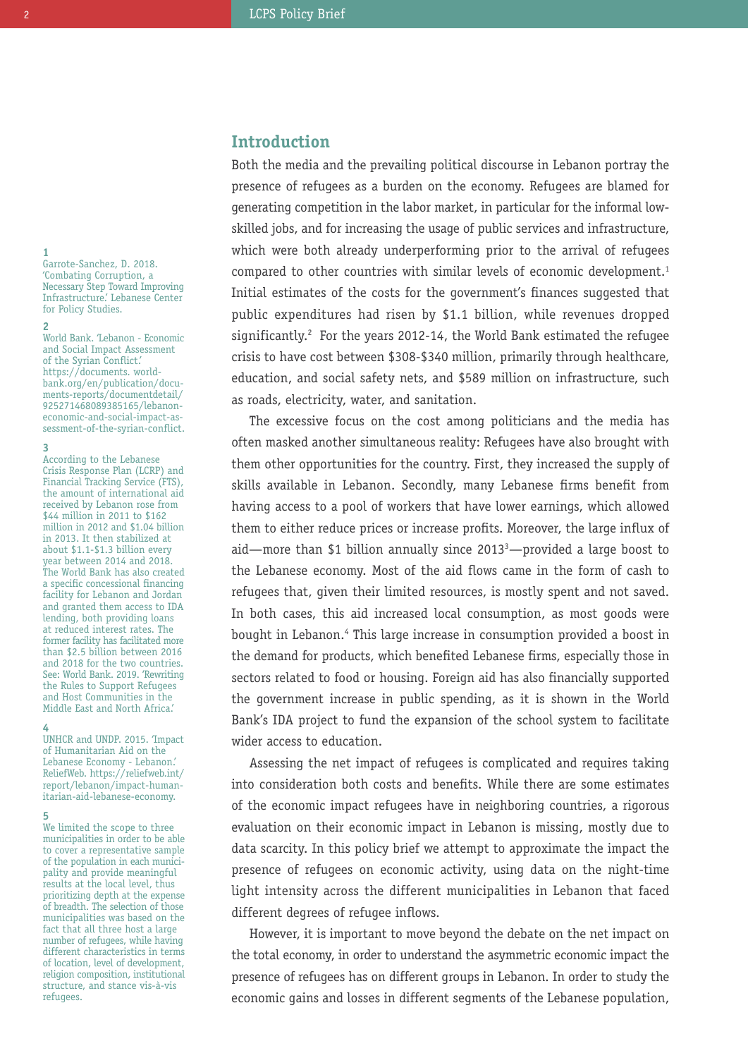## Introduction

Both the media and the prevailing political discourse in Lebanon portray the presence of refugees as a burden on the economy. Refugees are blamed for generating competition in the labor market, in particular for the informal low-skilled jobs, and for increasing the usage of public services and infrastructure, which were both already underperforming prior to the arrival of refugees compared to other countries with similar levels of economic development.[1] Initial estimates of the costs for the government's finances suggested that public expenditures had risen by $1.1 billion, while revenues dropped significantly.[2] For the years 2012-14, the World Bank estimated the refugee crisis to have cost between $308-$340 million, primarily through healthcare, education, and social safety nets, and $589 million on infrastructure, such as roads, electricity, water, and sanitation.

The excessive focus on the cost among politicians and the media has often masked another simultaneous reality: Refugees have also brought with them other opportunities for the country. First, they increased the supply of skills available in Lebanon. Secondly, many Lebanese firms benefit from having access to a pool of workers that have lower earnings, which allowed them to either reduce prices or increase profits. Moreover, the large influx of aid—more than $1 billion annually since 2013[3]—provided a large boost to the Lebanese economy. Most of the aid flows came in the form of cash to refugees that, given their limited resources, is mostly spent and not saved. In both cases, this aid increased local consumption, as most goods were bought in Lebanon.[4] This large increase in consumption provided a boost in the demand for products, which benefited Lebanese firms, especially those in sectors related to food or housing. Foreign aid has also financially supported the government increase in public spending, as it is shown in the World Bank's IDA project to fund the expansion of the school system to facilitate wider access to education.

Assessing the net impact of refugees is complicated and requires taking into consideration both costs and benefits. While there are some estimates of the economic impact refugees have in neighboring countries, a rigorous evaluation on their economic impact in Lebanon is missing, mostly due to data scarcity. In this policy brief we attempt to approximate the impact the presence of refugees on economic activity, using data on the night-time light intensity across the different municipalities in Lebanon that faced different degrees of refugee inflows.

However, it is important to move beyond the debate on the net impact on the total economy, in order to understand the asymmetric economic impact the presence of refugees has on different groups in Lebanon. In order to study the economic gains and losses in different segments of the Lebanese population,

---

[1] Garrote-Sanchez, D. 2018. 'Combating Corruption, a Necessary Step Toward Improving Infrastructure.' Lebanese Center for Policy Studies.

[2] World Bank. 'Lebanon - Economic and Social Impact Assessment of the Syrian Conflict.' https://documents.worldbank.org/en/publication/documents-reports/documentdetail/925271468089385165/lebanon-economic-and-social-impact-assessment-of-the-syrian-conflict.

[3] According to the Lebanese Crisis Response Plan (LCRP) and Financial Tracking Service (FTS), the amount of international aid received by Lebanon rose from $44 million in 2011 to $162 million in 2012 and $1.04 billion in 2013. It then stabilized at about $1.1-$1.3 billion every year between 2014 and 2018. The World Bank has also created a specific concessional financing facility for Lebanon and Jordan and granted them access to IDA lending, both providing loans at reduced interest rates. The former facility has facilitated more than $2.5 billion between 2016 and 2018 for the two countries. See: World Bank. 2019. 'Rewriting the Rules to Support Refugees and Host Communities in the Middle East and North Africa.'

[4] UNHCR and UNDP. 2015. 'Impact of Humanitarian Aid on the Lebanese Economy - Lebanon.' ReliefWeb. https://reliefweb.int/report/lebanon/impact-humanitarian-aid-lebanese-economy.

[5] We limited the scope to three municipalities in order to be able to cover a representative sample of the population in each municipality and provide meaningful results at the local level, thus prioritizing depth at the expense of breadth. The selection of those municipalities was based on the fact that all three host a large number of refugees, while having different characteristics in terms of location, level of development, religion composition, institutional structure, and stance vis-à-vis refugees.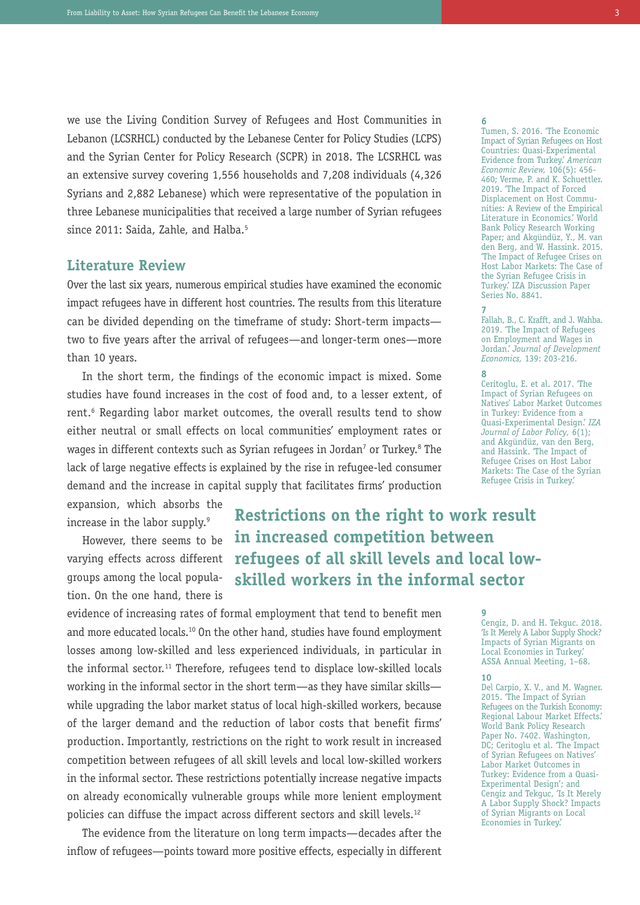we use the Living Condition Survey of Refugees and Host Communities in Lebanon (LCSRHCL) conducted by the Lebanese Center for Policy Studies (LCPS) and the Syrian Center for Policy Research (SCPR) in 2018. The LCSRHCL was an extensive survey covering 1,556 households and 7,208 individuals (4,326 Syrians and 2,882 Lebanese) which were representative of the population in three Lebanese municipalities that received a large number of Syrian refugees since 2011: Saida, Zahle, and Halba.[5]

## Literature Review

Over the last six years, numerous empirical studies have examined the economic impact refugees have in different host countries. The results from this literature can be divided depending on the timeframe of study: Short-term impacts—two to five years after the arrival of refugees—and longer-term ones—more than 10 years.

In the short term, the findings of the economic impact is mixed. Some studies have found increases in the cost of food and, to a lesser extent, of rent.[6] Regarding labor market outcomes, the overall results tend to show either neutral or small effects on local communities' employment rates or wages in different contexts such as Syrian refugees in Jordan[7] or Turkey.[8] The lack of large negative effects is explained by the rise in refugee-led consumer demand and the increase in capital supply that facilitates firms' production expansion, which absorbs the increase in the labor supply.[9]

**Restrictions on the right to work result in increased competition between refugees of all skill levels and local low-skilled workers in the informal sector**

However, there seems to be varying effects across different groups among the local population. On the one hand, there is evidence of increasing rates of formal employment that tend to benefit men and more educated locals.[10] On the other hand, studies have found employment losses among low-skilled and less experienced individuals, in particular in the informal sector.[11] Therefore, refugees tend to displace low-skilled locals working in the informal sector in the short term—as they have similar skills—while upgrading the labor market status of local high-skilled workers, because of the larger demand and the reduction of labor costs that benefit firms' production. Importantly, restrictions on the right to work result in increased competition between refugees of all skill levels and local low-skilled workers in the informal sector. These restrictions potentially increase negative impacts on already economically vulnerable groups while more lenient employment policies can diffuse the impact across different sectors and skill levels.[12]

The evidence from the literature on long term impacts—decades after the inflow of refugees—points toward more positive effects, especially in different

---

[6] Tumen, S. 2016. 'The Economic Impact of Syrian Refugees on Host Countries: Quasi-Experimental Evidence from Turkey.' *American Economic Review,* 106(5): 456-460; Verme, P. and K. Schuettler. 2019. 'The Impact of Forced Displacement on Host Communities: A Review of the Empirical Literature in Economics.' World Bank Policy Research Working Paper; and Akgündüz, Y., M. van den Berg, and W. Hassink. 2015. 'The Impact of Refugee Crises on Host Labor Markets: The Case of the Syrian Refugee Crisis in Turkey.' IZA Discussion Paper Series No. 8841.

[7] Fallah, B., C. Krafft, and J. Wahba. 2019. 'The Impact of Refugees on Employment and Wages in Jordan.' *Journal of Development Economics,* 139: 203-216.

[8] Ceritoglu, E. et al. 2017. 'The Impact of Syrian Refugees on Natives' Labor Market Outcomes in Turkey: Evidence from a Quasi-Experimental Design.' *IZA Journal of Labor Policy,* 6(1); and Akgündüz, van den Berg, and Hassink. 'The Impact of Refugee Crises on Host Labor Markets: The Case of the Syrian Refugee Crisis in Turkey.'

[9] Cengiz, D. and H. Tekguc. 2018. 'Is It Merely A Labor Supply Shock? Impacts of Syrian Migrants on Local Economies in Turkey.' ASSA Annual Meeting, 1–68.

[10] Del Carpio, X. V., and M. Wagner. 2015. 'The Impact of Syrian Refugees on the Turkish Economy: Regional Labour Market Effects.' World Bank Policy Research Paper No. 7402. Washington, DC; Ceritoglu et al. 'The Impact of Syrian Refugees on Natives' Labor Market Outcomes in Turkey: Evidence from a Quasi-Experimental Design'; and Cengiz and Tekguc, 'Is It Merely A Labor Supply Shock? Impacts of Syrian Migrants on Local Economies in Turkey.'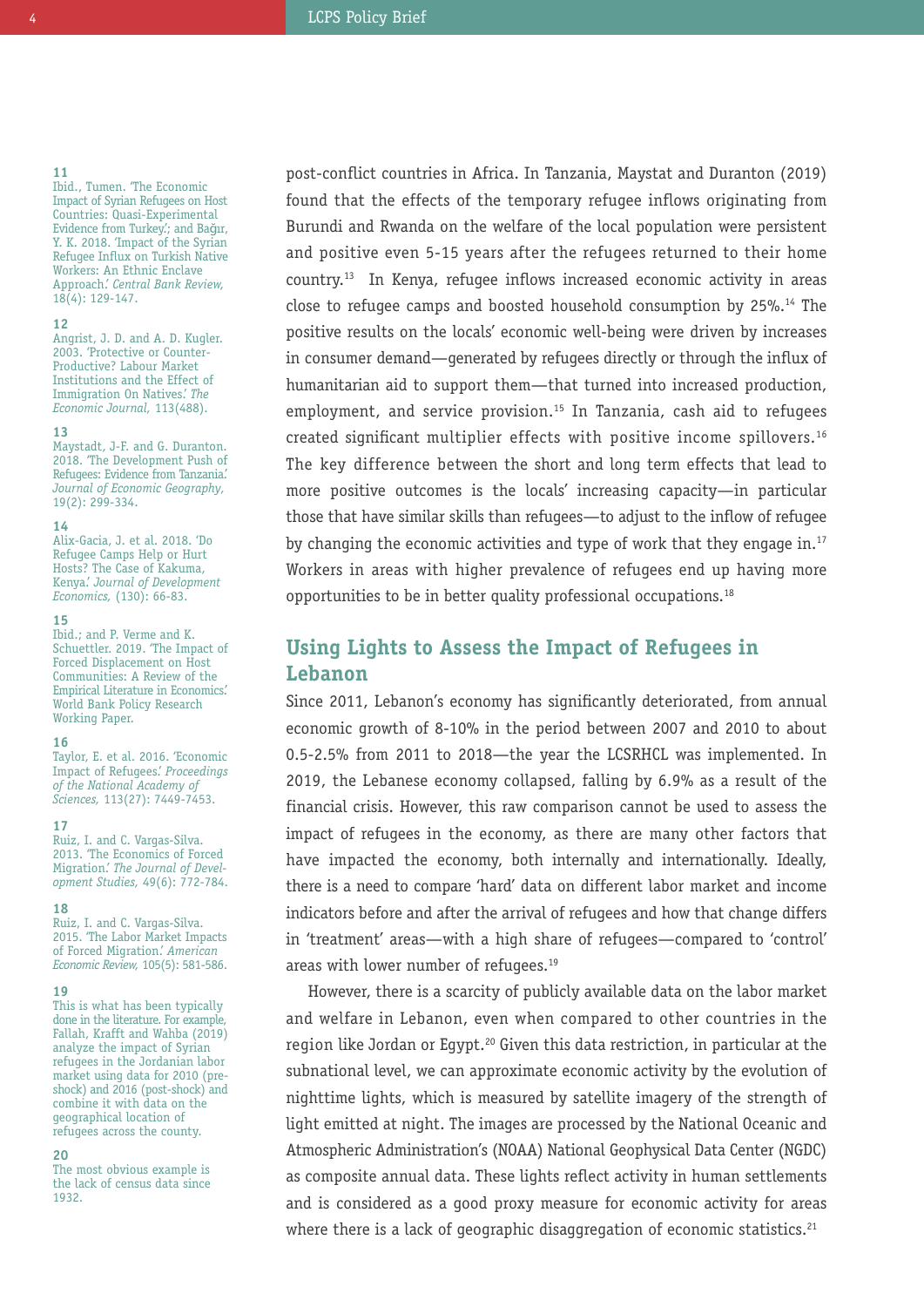post-conflict countries in Africa. In Tanzania, Maystat and Duranton (2019) found that the effects of the temporary refugee inflows originating from Burundi and Rwanda on the welfare of the local population were persistent and positive even 5-15 years after the refugees returned to their home country.[13] In Kenya, refugee inflows increased economic activity in areas close to refugee camps and boosted household consumption by 25%.[14] The positive results on the locals' economic well-being were driven by increases in consumer demand—generated by refugees directly or through the influx of humanitarian aid to support them—that turned into increased production, employment, and service provision.[15] In Tanzania, cash aid to refugees created significant multiplier effects with positive income spillovers.[16] The key difference between the short and long term effects that lead to more positive outcomes is the locals' increasing capacity—in particular those that have similar skills than refugees—to adjust to the inflow of refugee by changing the economic activities and type of work that they engage in.[17] Workers in areas with higher prevalence of refugees end up having more opportunities to be in better quality professional occupations.[18]

## Using Lights to Assess the Impact of Refugees in Lebanon

Since 2011, Lebanon's economy has significantly deteriorated, from annual economic growth of 8-10% in the period between 2007 and 2010 to about 0.5-2.5% from 2011 to 2018—the year the LCSRHCL was implemented. In 2019, the Lebanese economy collapsed, falling by 6.9% as a result of the financial crisis. However, this raw comparison cannot be used to assess the impact of refugees in the economy, as there are many other factors that have impacted the economy, both internally and internationally. Ideally, there is a need to compare 'hard' data on different labor market and income indicators before and after the arrival of refugees and how that change differs in 'treatment' areas—with a high share of refugees—compared to 'control' areas with lower number of refugees.[19]

However, there is a scarcity of publicly available data on the labor market and welfare in Lebanon, even when compared to other countries in the region like Jordan or Egypt.[20] Given this data restriction, in particular at the subnational level, we can approximate economic activity by the evolution of nighttime lights, which is measured by satellite imagery of the strength of light emitted at night. The images are processed by the National Oceanic and Atmospheric Administration's (NOAA) National Geophysical Data Center (NGDC) as composite annual data. These lights reflect activity in human settlements and is considered as a good proxy measure for economic activity for areas where there is a lack of geographic disaggregation of economic statistics.[21]

---

**11** Ibid., Tumen. 'The Economic Impact of Syrian Refugees on Host Countries: Quasi-Experimental Evidence from Turkey.'; and Bağır, Y. K. 2018. 'Impact of the Syrian Refugee Influx on Turkish Native Workers: An Ethnic Enclave Approach.' *Central Bank Review,* 18(4): 129-147.

**12** Angrist, J. D. and A. D. Kugler. 2003. 'Protective or Counter-Productive? Labour Market Institutions and the Effect of Immigration On Natives.' *The Economic Journal,* 113(488).

**13** Maystadt, J-F. and G. Duranton. 2018. 'The Development Push of Refugees: Evidence from Tanzania.' *Journal of Economic Geography,* 19(2): 299-334.

**14** Alix-Gacia, J. et al. 2018. 'Do Refugee Camps Help or Hurt Hosts? The Case of Kakuma, Kenya.' *Journal of Development Economics,* (130): 66-83.

**15** Ibid.; and P. Verme and K. Schuettler. 2019. 'The Impact of Forced Displacement on Host Communities: A Review of the Empirical Literature in Economics.' World Bank Policy Research Working Paper.

**16** Taylor, E. et al. 2016. 'Economic Impact of Refugees.' *Proceedings of the National Academy of Sciences,* 113(27): 7449-7453.

**17** Ruiz, I. and C. Vargas-Silva. 2013. 'The Economics of Forced Migration.' *The Journal of Development Studies,* 49(6): 772-784.

**18** Ruiz, I. and C. Vargas-Silva. 2015. 'The Labor Market Impacts of Forced Migration.' *American Economic Review,* 105(5): 581-586.

**19** This is what has been typically done in the literature. For example, Fallah, Krafft and Wahba (2019) analyze the impact of Syrian refugees in the Jordanian labor market using data for 2010 (pre-shock) and 2016 (post-shock) and combine it with data on the geographical location of refugees across the county.

**20** The most obvious example is the lack of census data since 1932.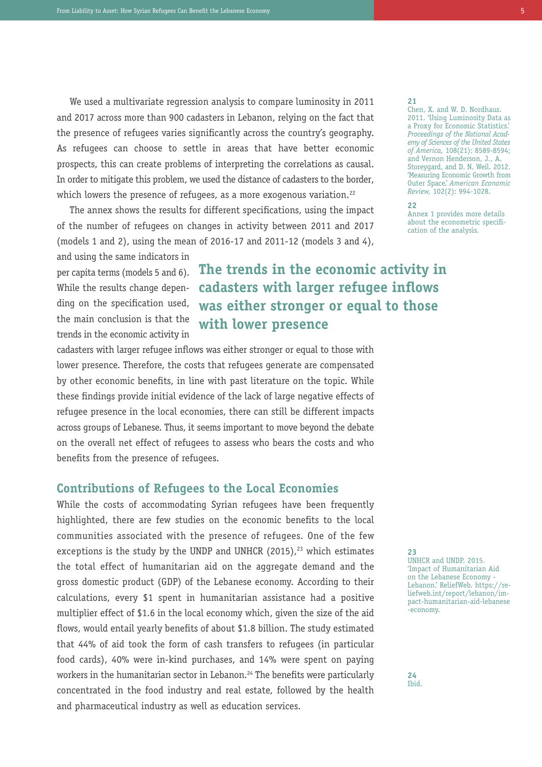We used a multivariate regression analysis to compare luminosity in 2011 and 2017 across more than 900 cadasters in Lebanon, relying on the fact that the presence of refugees varies significantly across the country's geography. As refugees can choose to settle in areas that have better economic prospects, this can create problems of interpreting the correlations as causal. In order to mitigate this problem, we used the distance of cadasters to the border, which lowers the presence of refugees, as a more exogenous variation.[22]

The annex shows the results for different specifications, using the impact of the number of refugees on changes in activity between 2011 and 2017 (models 1 and 2), using the mean of 2016-17 and 2011-12 (models 3 and 4), and using the same indicators in per capita terms (models 5 and 6). While the results change depending on the specification used, the main conclusion is that the trends in the economic activity in cadasters with larger refugee inflows was either stronger or equal to those with lower presence. Therefore, the costs that refugees generate are compensated by other economic benefits, in line with past literature on the topic. While these findings provide initial evidence of the lack of large negative effects of refugee presence in the local economies, there can still be different impacts across groups of Lebanese. Thus, it seems important to move beyond the debate on the overall net effect of refugees to assess who bears the costs and who benefits from the presence of refugees.

**The trends in the economic activity in cadasters with larger refugee inflows was either stronger or equal to those with lower presence**

## Contributions of Refugees to the Local Economies

While the costs of accommodating Syrian refugees have been frequently highlighted, there are few studies on the economic benefits to the local communities associated with the presence of refugees. One of the few exceptions is the study by the UNDP and UNHCR (2015),[23] which estimates the total effect of humanitarian aid on the aggregate demand and the gross domestic product (GDP) of the Lebanese economy. According to their calculations, every $1 spent in humanitarian assistance had a positive multiplier effect of $1.6 in the local economy which, given the size of the aid flows, would entail yearly benefits of about $1.8 billion. The study estimated that 44% of aid took the form of cash transfers to refugees (in particular food cards), 40% were in-kind purchases, and 14% were spent on paying workers in the humanitarian sector in Lebanon.[24] The benefits were particularly concentrated in the food industry and real estate, followed by the health and pharmaceutical industry as well as education services.

---

21 Chen, X. and W. D. Nordhaus. 2011. 'Using Luminosity Data as a Proxy for Economic Statistics.' *Proceedings of the National Academy of Sciences of the United States of America,* 108(21): 8589-8594; and Vernon Henderson, J., A. Storeygard, and D. N. Weil. 2012. 'Measuring Economic Growth from Outer Space.' *American Economic Review,* 102(2): 994-1028.

22 Annex 1 provides more details about the econometric specification of the analysis.

23 UNHCR and UNDP. 2015. 'Impact of Humanitarian Aid on the Lebanese Economy - Lebanon.' ReliefWeb. https://reliefweb.int/report/lebanon/impact-humanitarian-aid-lebanese-economy.

24 Ibid.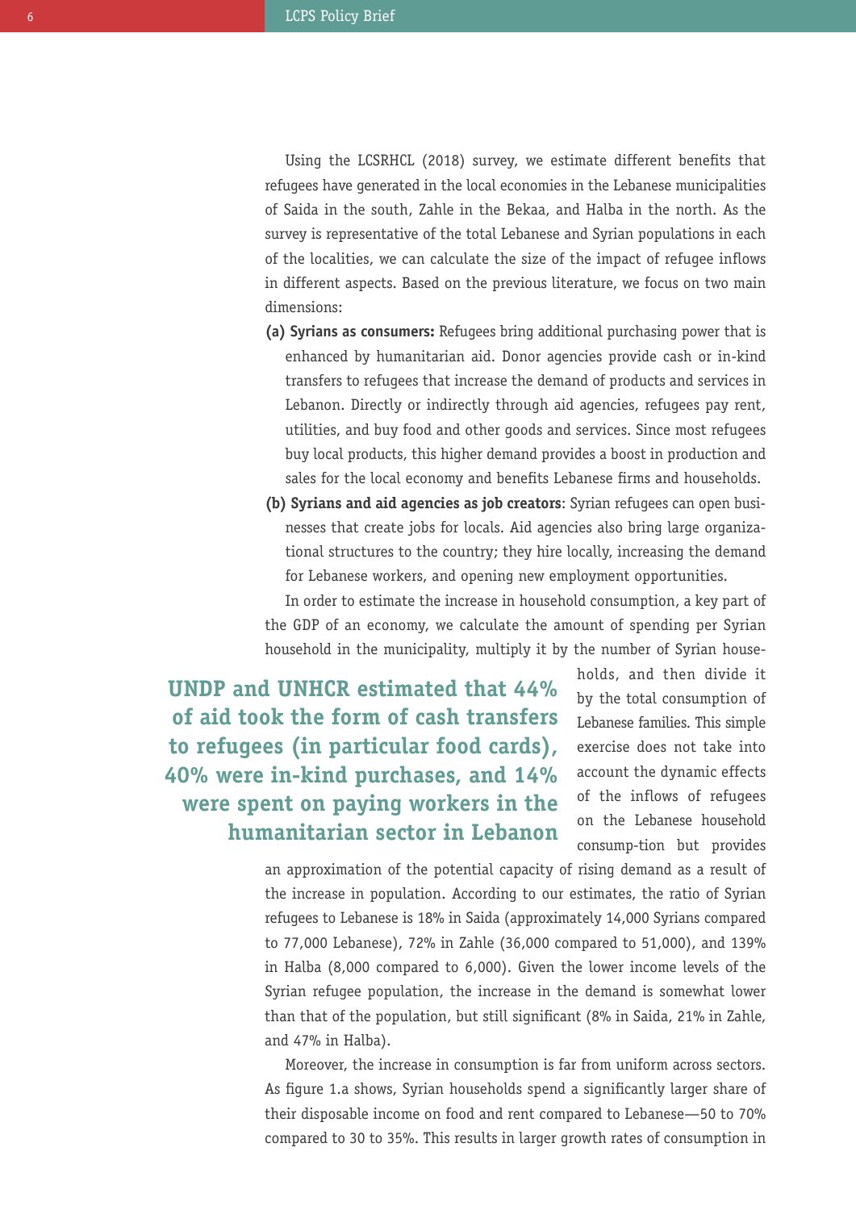Using the LCSRHCL (2018) survey, we estimate different benefits that refugees have generated in the local economies in the Lebanese municipalities of Saida in the south, Zahle in the Bekaa, and Halba in the north. As the survey is representative of the total Lebanese and Syrian populations in each of the localities, we can calculate the size of the impact of refugee inflows in different aspects. Based on the previous literature, we focus on two main dimensions:

**(a) Syrians as consumers:** Refugees bring additional purchasing power that is enhanced by humanitarian aid. Donor agencies provide cash or in-kind transfers to refugees that increase the demand of products and services in Lebanon. Directly or indirectly through aid agencies, refugees pay rent, utilities, and buy food and other goods and services. Since most refugees buy local products, this higher demand provides a boost in production and sales for the local economy and benefits Lebanese firms and households.

**(b) Syrians and aid agencies as job creators**: Syrian refugees can open businesses that create jobs for locals. Aid agencies also bring large organizational structures to the country; they hire locally, increasing the demand for Lebanese workers, and opening new employment opportunities.

In order to estimate the increase in household consumption, a key part of the GDP of an economy, we calculate the amount of spending per Syrian household in the municipality, multiply it by the number of Syrian households, and then divide it by the total consumption of Lebanese families. This simple exercise does not take into account the dynamic effects of the inflows of refugees on the Lebanese household consump-tion but provides an approximation of the potential capacity of rising demand as a result of the increase in population. According to our estimates, the ratio of Syrian refugees to Lebanese is 18% in Saida (approximately 14,000 Syrians compared to 77,000 Lebanese), 72% in Zahle (36,000 compared to 51,000), and 139% in Halba (8,000 compared to 6,000). Given the lower income levels of the Syrian refugee population, the increase in the demand is somewhat lower than that of the population, but still significant (8% in Saida, 21% in Zahle, and 47% in Halba).

> **UNDP and UNHCR estimated that 44% of aid took the form of cash transfers to refugees (in particular food cards), 40% were in-kind purchases, and 14% were spent on paying workers in the humanitarian sector in Lebanon**

Moreover, the increase in consumption is far from uniform across sectors. As figure 1.a shows, Syrian households spend a significantly larger share of their disposable income on food and rent compared to Lebanese—50 to 70% compared to 30 to 35%. This results in larger growth rates of consumption in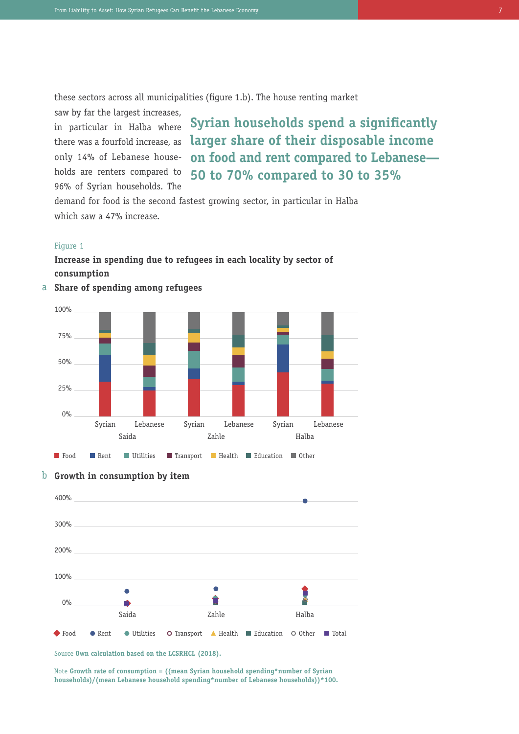these sectors across all municipalities (figure 1.b). The house renting market saw by far the largest increases, in particular in Halba where there was a fourfold increase, as only 14% of Lebanese households are renters compared to 96% of Syrian households. The demand for food is the second fastest growing sector, in particular in Halba which saw a 47% increase.

**Syrian households spend a significantly larger share of their disposable income on food and rent compared to Lebanese—50 to 70% compared to 30 to 35%**

Figure 1

**Increase in spending due to refugees in each locality by sector of consumption**

a **Share of spending among refugees**

b **Growth in consumption by item**

Source **Own calculation based on the LCSRHCL (2018).**

Note **Growth rate of consumption = ((mean Syrian household spending*number of Syrian households)/(mean Lebanese household spending*number of Lebanese households))*100.**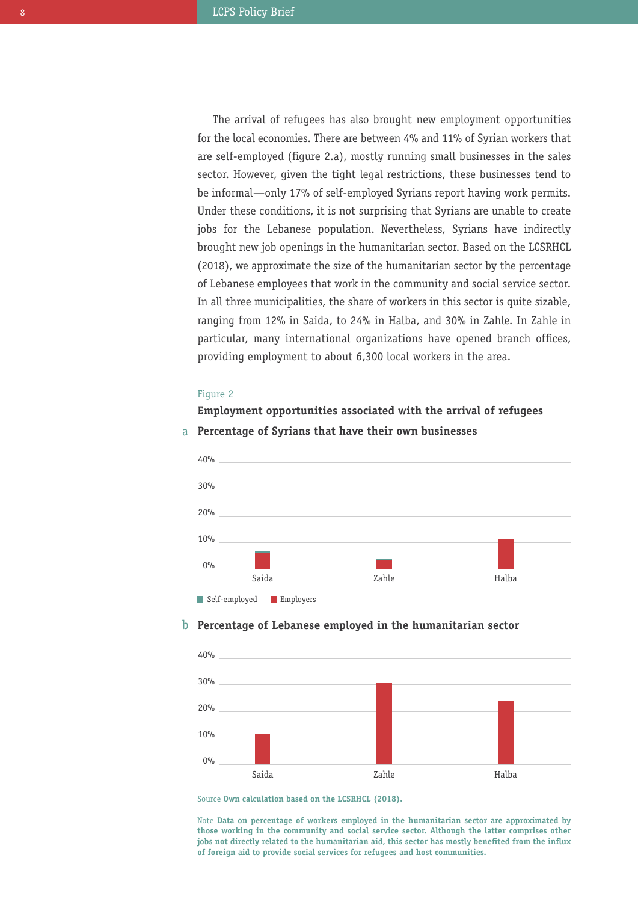The arrival of refugees has also brought new employment opportunities for the local economies. There are between 4% and 11% of Syrian workers that are self-employed (figure 2.a), mostly running small businesses in the sales sector. However, given the tight legal restrictions, these businesses tend to be informal—only 17% of self-employed Syrians report having work permits. Under these conditions, it is not surprising that Syrians are unable to create jobs for the Lebanese population. Nevertheless, Syrians have indirectly brought new job openings in the humanitarian sector. Based on the LCSRHCL (2018), we approximate the size of the humanitarian sector by the percentage of Lebanese employees that work in the community and social service sector. In all three municipalities, the share of workers in this sector is quite sizable, ranging from 12% in Saida, to 24% in Halba, and 30% in Zahle. In Zahle in particular, many international organizations have opened branch offices, providing employment to about 6,300 local workers in the area.

Figure 2

**Employment opportunities associated with the arrival of refugees**

a **Percentage of Syrians that have their own businesses**

40%
30%
20%
10%
0%

Saida Zahle Halba

Self-employed Employers

b **Percentage of Lebanese employed in the humanitarian sector**

40%
30%
20%
10%
0%

Saida Zahle Halba

Source **Own calculation based on the LCSRHCL (2018).**

Note **Data on percentage of workers employed in the humanitarian sector are approximated by those working in the community and social service sector. Although the latter comprises other jobs not directly related to the humanitarian aid, this sector has mostly benefited from the influx of foreign aid to provide social services for refugees and host communities.**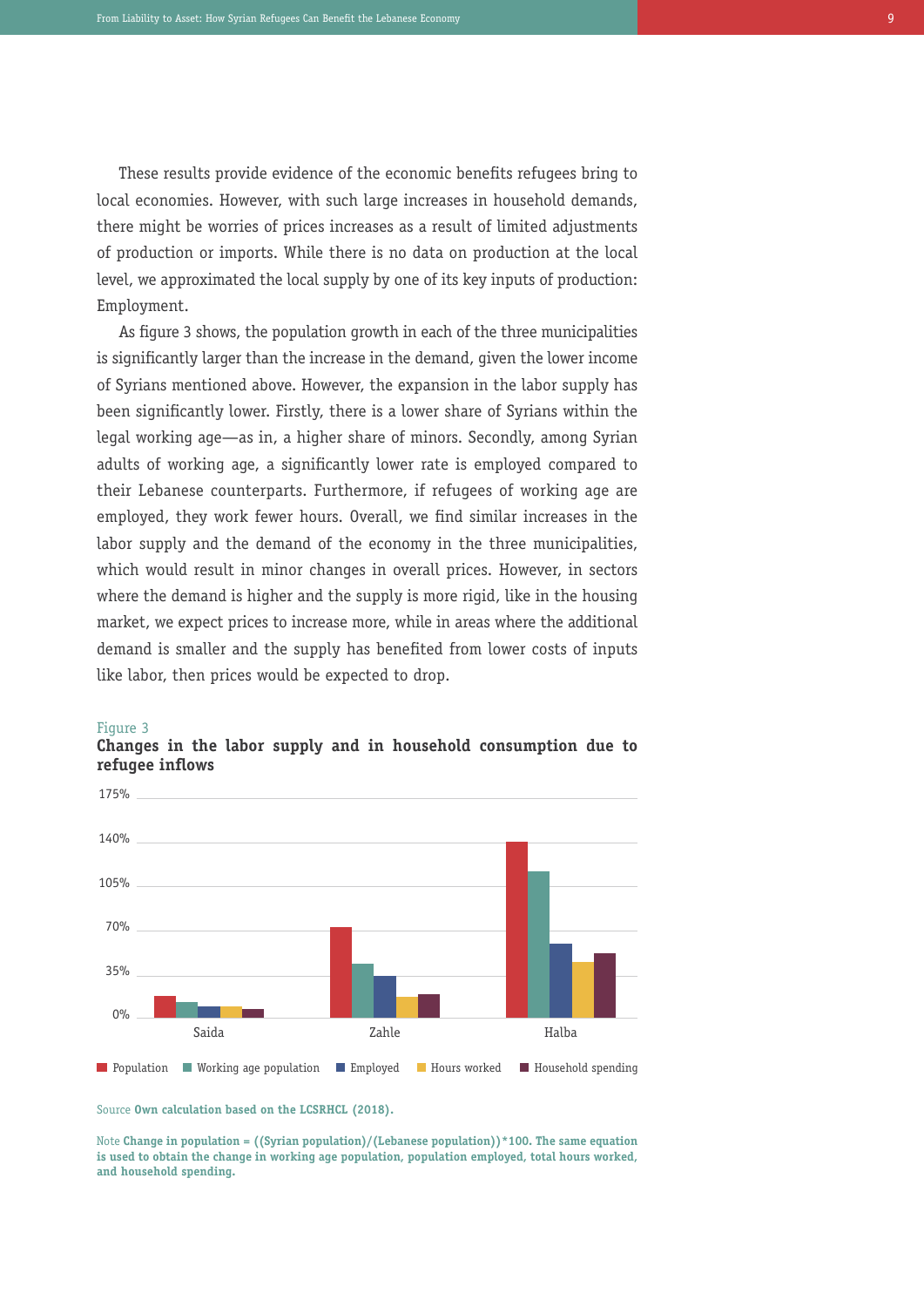These results provide evidence of the economic benefits refugees bring to local economies. However, with such large increases in household demands, there might be worries of prices increases as a result of limited adjustments of production or imports. While there is no data on production at the local level, we approximated the local supply by one of its key inputs of production: Employment.

As figure 3 shows, the population growth in each of the three municipalities is significantly larger than the increase in the demand, given the lower income of Syrians mentioned above. However, the expansion in the labor supply has been significantly lower. Firstly, there is a lower share of Syrians within the legal working age—as in, a higher share of minors. Secondly, among Syrian adults of working age, a significantly lower rate is employed compared to their Lebanese counterparts. Furthermore, if refugees of working age are employed, they work fewer hours. Overall, we find similar increases in the labor supply and the demand of the economy in the three municipalities, which would result in minor changes in overall prices. However, in sectors where the demand is higher and the supply is more rigid, like in the housing market, we expect prices to increase more, while in areas where the additional demand is smaller and the supply has benefited from lower costs of inputs like labor, then prices would be expected to drop.

Figure 3

**Changes in the labor supply and in household consumption due to refugee inflows**

175%
140%
105%
70%
35%
0%

Saida Zahle Halba

Population Working age population Employed Hours worked Household spending

Source **Own calculation based on the LCSRHCL (2018).**

Note **Change in population = ((Syrian population)/(Lebanese population))*100. The same equation is used to obtain the change in working age population, population employed, total hours worked, and household spending.**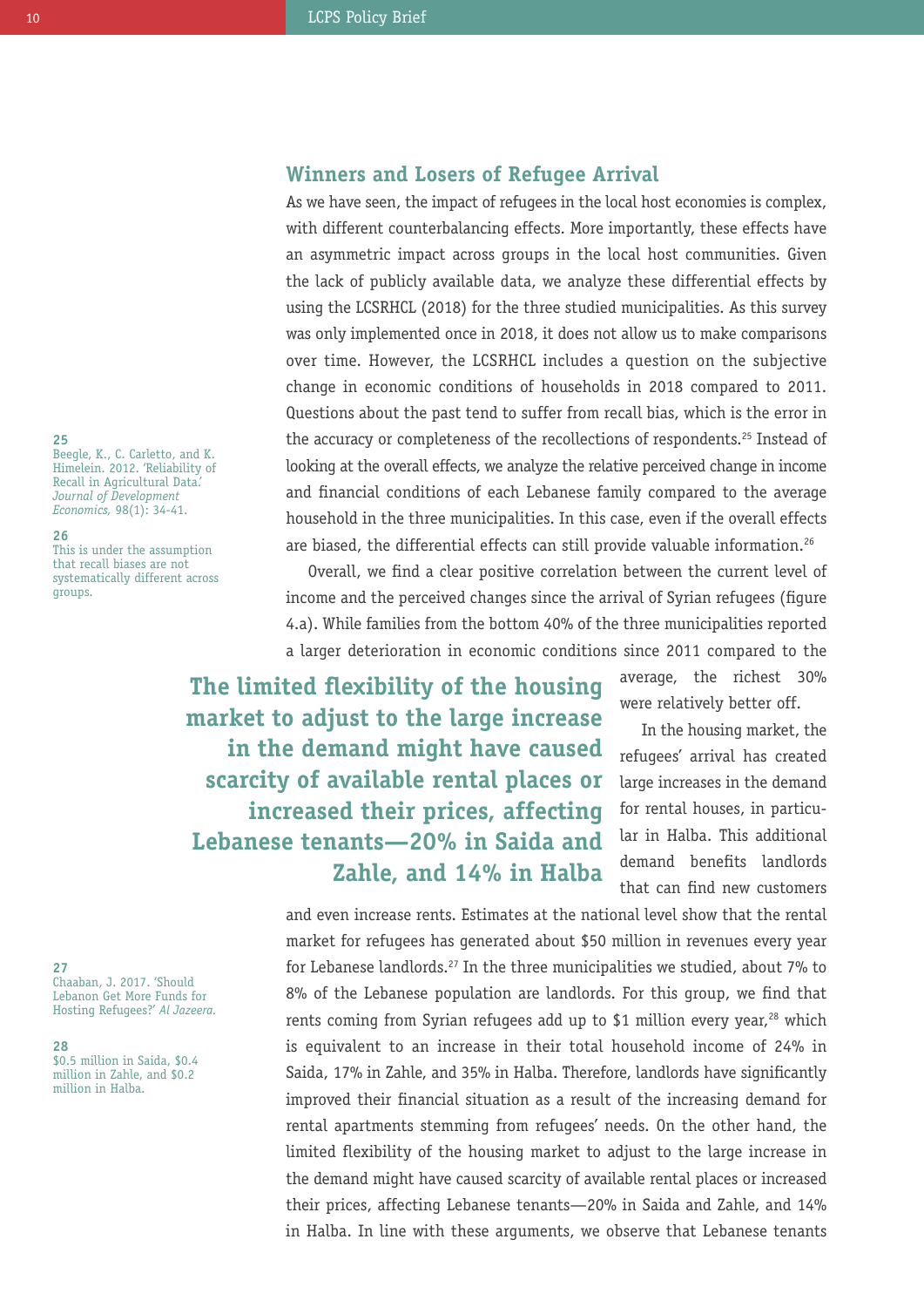## Winners and Losers of Refugee Arrival

As we have seen, the impact of refugees in the local host economies is complex, with different counterbalancing effects. More importantly, these effects have an asymmetric impact across groups in the local host communities. Given the lack of publicly available data, we analyze these differential effects by using the LCSRHCL (2018) for the three studied municipalities. As this survey was only implemented once in 2018, it does not allow us to make comparisons over time. However, the LCSRHCL includes a question on the subjective change in economic conditions of households in 2018 compared to 2011. Questions about the past tend to suffer from recall bias, which is the error in the accuracy or completeness of the recollections of respondents.[25] Instead of looking at the overall effects, we analyze the relative perceived change in income and financial conditions of each Lebanese family compared to the average household in the three municipalities. In this case, even if the overall effects are biased, the differential effects can still provide valuable information.[26]

Overall, we find a clear positive correlation between the current level of income and the perceived changes since the arrival of Syrian refugees (figure 4.a). While families from the bottom 40% of the three municipalities reported a larger deterioration in economic conditions since 2011 compared to the average, the richest 30% were relatively better off.

**The limited flexibility of the housing market to adjust to the large increase in the demand might have caused scarcity of available rental places or increased their prices, affecting Lebanese tenants—20% in Saida and Zahle, and 14% in Halba**

In the housing market, the refugees' arrival has created large increases in the demand for rental houses, in particular in Halba. This additional demand benefits landlords that can find new customers and even increase rents. Estimates at the national level show that the rental market for refugees has generated about $50 million in revenues every year for Lebanese landlords.[27] In the three municipalities we studied, about 7% to 8% of the Lebanese population are landlords. For this group, we find that rents coming from Syrian refugees add up to $1 million every year,[28] which is equivalent to an increase in their total household income of 24% in Saida, 17% in Zahle, and 35% in Halba. Therefore, landlords have significantly improved their financial situation as a result of the increasing demand for rental apartments stemming from refugees' needs. On the other hand, the limited flexibility of the housing market to adjust to the large increase in the demand might have caused scarcity of available rental places or increased their prices, affecting Lebanese tenants—20% in Saida and Zahle, and 14% in Halba. In line with these arguments, we observe that Lebanese tenants

---

25 Beegle, K., C. Carletto, and K. Himelein. 2012. 'Reliability of Recall in Agricultural Data.' *Journal of Development Economics*, 98(1): 34-41.

26 This is under the assumption that recall biases are not systematically different across groups.

27 Chaaban, J. 2017. 'Should Lebanon Get More Funds for Hosting Refugees?' *Al Jazeera*.

28 $0.5 million in Saida, $0.4 million in Zahle, and $0.2 million in Halba.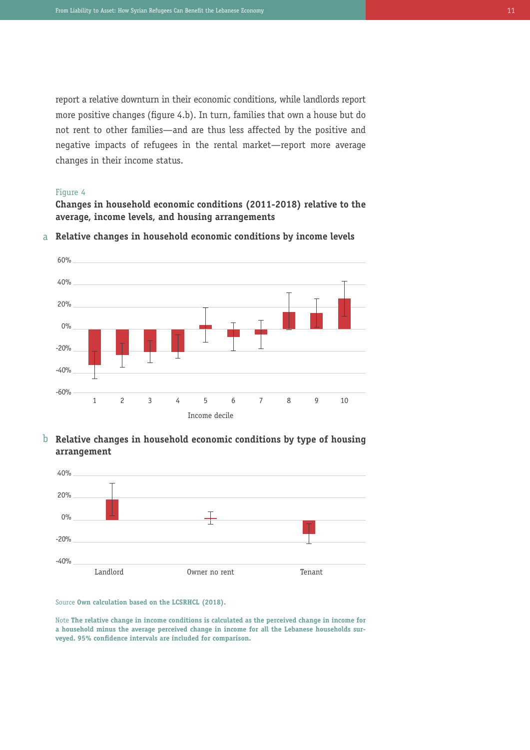report a relative downturn in their economic conditions, while landlords report more positive changes (figure 4.b). In turn, families that own a house but do not rent to other families—and are thus less affected by the positive and negative impacts of refugees in the rental market—report more average changes in their income status.

Figure 4

**Changes in household economic conditions (2011-2018) relative to the average, income levels, and housing arrangements**

a **Relative changes in household economic conditions by income levels**

b **Relative changes in household economic conditions by type of housing arrangement**

Source **Own calculation based on the LCSRHCL (2018).**

Note **The relative change in income conditions is calculated as the perceived change in income for a household minus the average perceived change in income for all the Lebanese households surveyed. 95% confidence intervals are included for comparison.**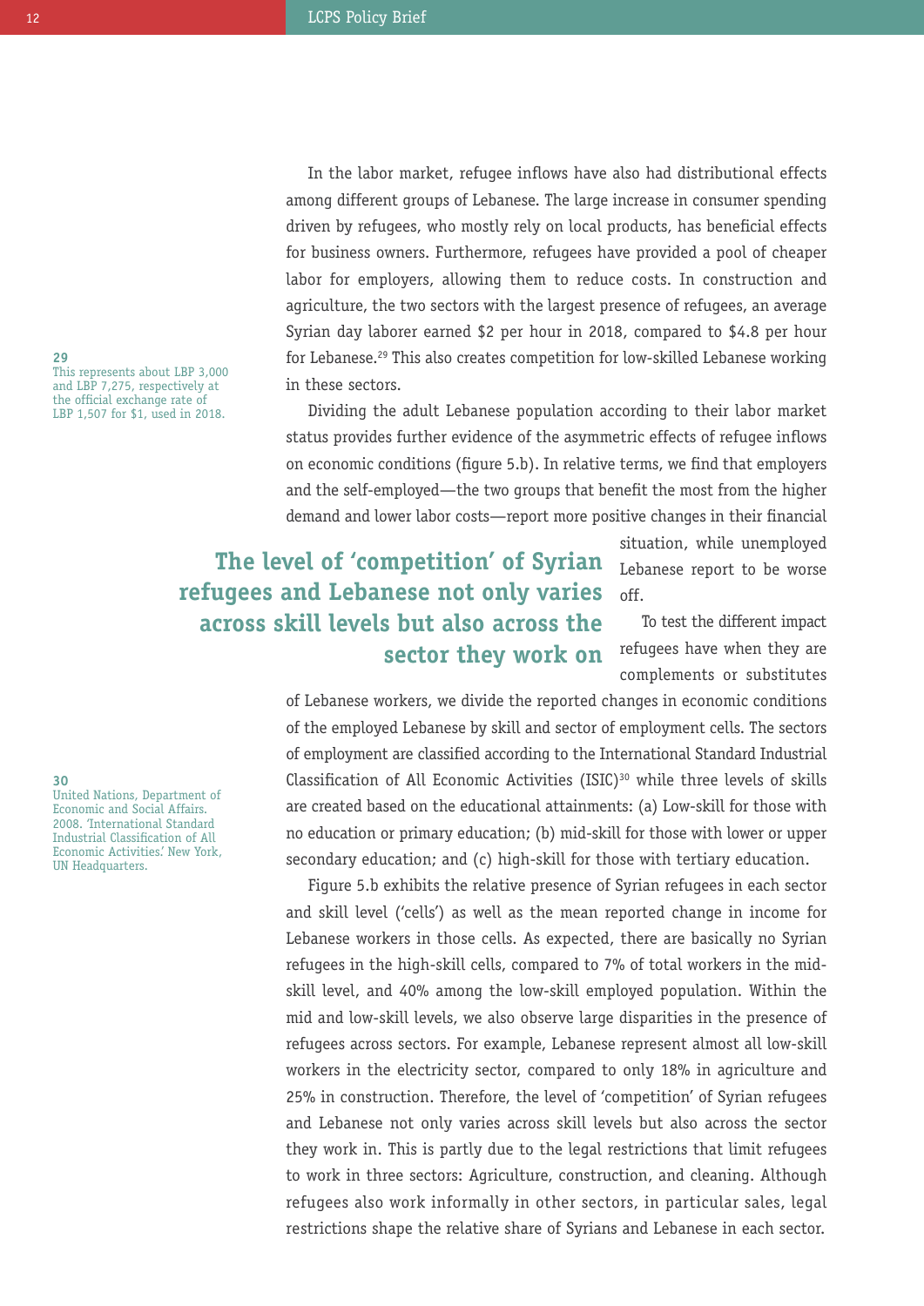In the labor market, refugee inflows have also had distributional effects among different groups of Lebanese. The large increase in consumer spending driven by refugees, who mostly rely on local products, has beneficial effects for business owners. Furthermore, refugees have provided a pool of cheaper labor for employers, allowing them to reduce costs. In construction and agriculture, the two sectors with the largest presence of refugees, an average Syrian day laborer earned $2 per hour in 2018, compared to $4.8 per hour for Lebanese.[29] This also creates competition for low-skilled Lebanese working in these sectors.

Dividing the adult Lebanese population according to their labor market status provides further evidence of the asymmetric effects of refugee inflows on economic conditions (figure 5.b). In relative terms, we find that employers and the self-employed—the two groups that benefit the most from the higher demand and lower labor costs—report more positive changes in their financial situation, while unemployed Lebanese report to be worse off.

**The level of 'competition' of Syrian refugees and Lebanese not only varies across skill levels but also across the sector they work on**

To test the different impact refugees have when they are complements or substitutes of Lebanese workers, we divide the reported changes in economic conditions of the employed Lebanese by skill and sector of employment cells. The sectors of employment are classified according to the International Standard Industrial Classification of All Economic Activities (ISIC)[30] while three levels of skills are created based on the educational attainments: (a) Low-skill for those with no education or primary education; (b) mid-skill for those with lower or upper secondary education; and (c) high-skill for those with tertiary education.

Figure 5.b exhibits the relative presence of Syrian refugees in each sector and skill level ('cells') as well as the mean reported change in income for Lebanese workers in those cells. As expected, there are basically no Syrian refugees in the high-skill cells, compared to 7% of total workers in the mid-skill level, and 40% among the low-skill employed population. Within the mid and low-skill levels, we also observe large disparities in the presence of refugees across sectors. For example, Lebanese represent almost all low-skill workers in the electricity sector, compared to only 18% in agriculture and 25% in construction. Therefore, the level of 'competition' of Syrian refugees and Lebanese not only varies across skill levels but also across the sector they work in. This is partly due to the legal restrictions that limit refugees to work in three sectors: Agriculture, construction, and cleaning. Although refugees also work informally in other sectors, in particular sales, legal restrictions shape the relative share of Syrians and Lebanese in each sector.

---

[29] This represents about LBP 3,000 and LBP 7,275, respectively at the official exchange rate of LBP 1,507 for $1, used in 2018.

[30] United Nations, Department of Economic and Social Affairs. 2008. 'International Standard Industrial Classification of All Economic Activities.' New York, UN Headquarters.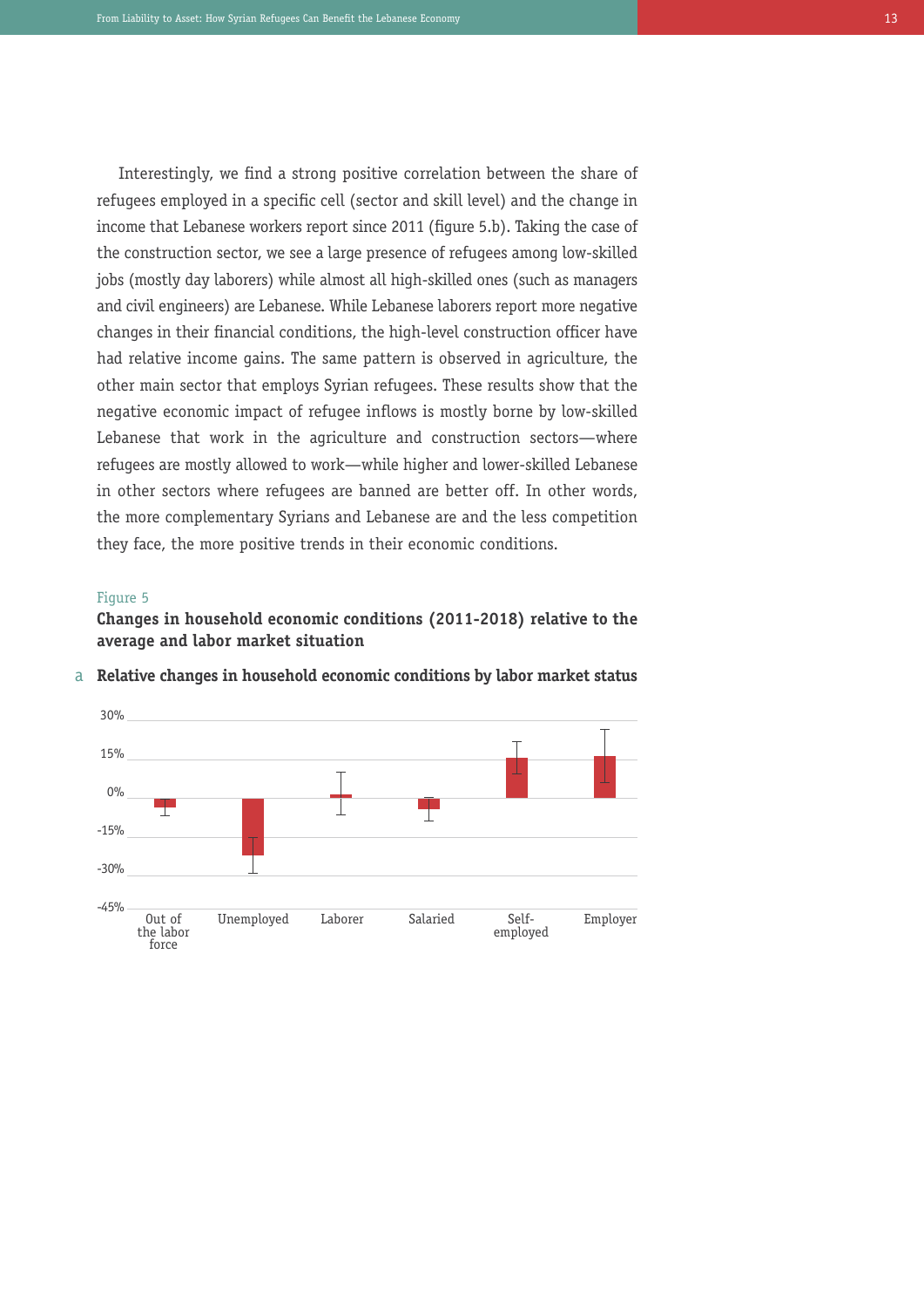Interestingly, we find a strong positive correlation between the share of refugees employed in a specific cell (sector and skill level) and the change in income that Lebanese workers report since 2011 (figure 5.b). Taking the case of the construction sector, we see a large presence of refugees among low-skilled jobs (mostly day laborers) while almost all high-skilled ones (such as managers and civil engineers) are Lebanese. While Lebanese laborers report more negative changes in their financial conditions, the high-level construction officer have had relative income gains. The same pattern is observed in agriculture, the other main sector that employs Syrian refugees. These results show that the negative economic impact of refugee inflows is mostly borne by low-skilled Lebanese that work in the agriculture and construction sectors—where refugees are mostly allowed to work—while higher and lower-skilled Lebanese in other sectors where refugees are banned are better off. In other words, the more complementary Syrians and Lebanese are and the less competition they face, the more positive trends in their economic conditions.

Figure 5

**Changes in household economic conditions (2011-2018) relative to the average and labor market situation**

a **Relative changes in household economic conditions by labor market status**

30%
15%
0%
-15%
-30%
-45%

Out of the labor force | Unemployed | Laborer | Salaried | Self-employed | Employer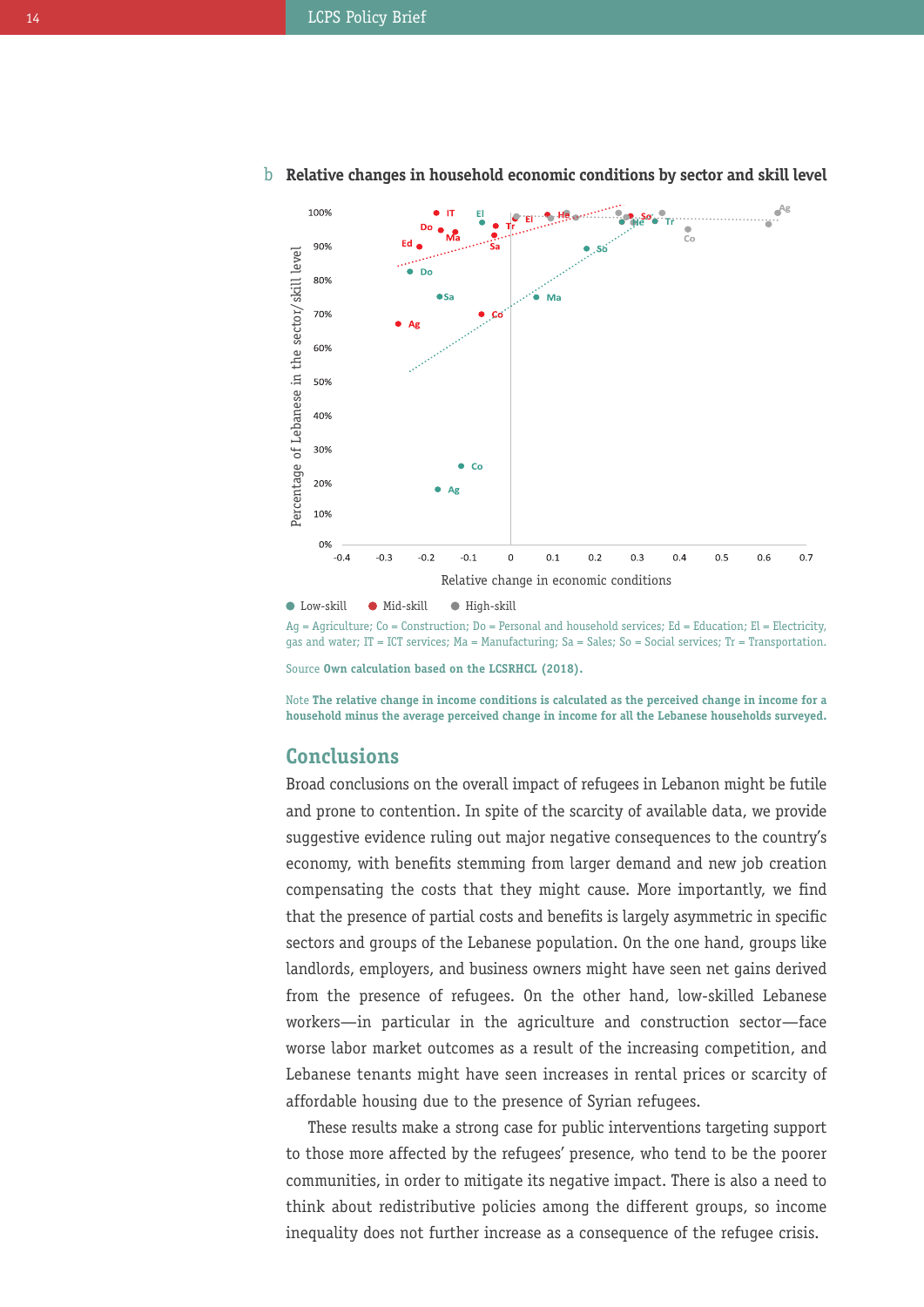b **Relative changes in household economic conditions by sector and skill level**

● Low-skill ● Mid-skill ● High-skill

Ag = Agriculture; Co = Construction; Do = Personal and household services; Ed = Education; El = Electricity, gas and water; IT = ICT services; Ma = Manufacturing; Sa = Sales; So = Social services; Tr = Transportation.

Source **Own calculation based on the LCSRHCL (2018).**

Note **The relative change in income conditions is calculated as the perceived change in income for a household minus the average perceived change in income for all the Lebanese households surveyed.**

## Conclusions

Broad conclusions on the overall impact of refugees in Lebanon might be futile and prone to contention. In spite of the scarcity of available data, we provide suggestive evidence ruling out major negative consequences to the country's economy, with benefits stemming from larger demand and new job creation compensating the costs that they might cause. More importantly, we find that the presence of partial costs and benefits is largely asymmetric in specific sectors and groups of the Lebanese population. On the one hand, groups like landlords, employers, and business owners might have seen net gains derived from the presence of refugees. On the other hand, low-skilled Lebanese workers—in particular in the agriculture and construction sector—face worse labor market outcomes as a result of the increasing competition, and Lebanese tenants might have seen increases in rental prices or scarcity of affordable housing due to the presence of Syrian refugees.

These results make a strong case for public interventions targeting support to those more affected by the refugees' presence, who tend to be the poorer communities, in order to mitigate its negative impact. There is also a need to think about redistributive policies among the different groups, so income inequality does not further increase as a consequence of the refugee crisis.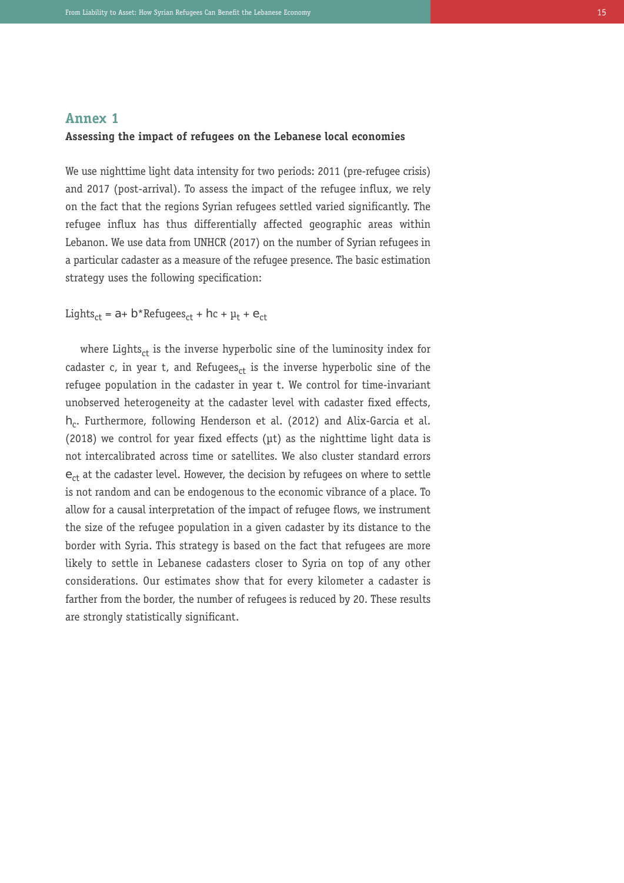## Annex 1

**Assessing the impact of refugees on the Lebanese local economies**

We use nighttime light data intensity for two periods: 2011 (pre-refugee crisis) and 2017 (post-arrival). To assess the impact of the refugee influx, we rely on the fact that the regions Syrian refugees settled varied significantly. The refugee influx has thus differentially affected geographic areas within Lebanon. We use data from UNHCR (2017) on the number of Syrian refugees in a particular cadaster as a measure of the refugee presence. The basic estimation strategy uses the following specification:

$$Lights_{ct} = a + b{*}Refugees_{ct} + hc + \mu_t + e_{ct}$$

where $Lights_{ct}$ is the inverse hyperbolic sine of the luminosity index for cadaster c, in year t, and $Refugees_{ct}$ is the inverse hyperbolic sine of the refugee population in the cadaster in year t. We control for time-invariant unobserved heterogeneity at the cadaster level with cadaster fixed effects, $h_c$. Furthermore, following Henderson et al. (2012) and Alix-Garcia et al. (2018) we control for year fixed effects (µt) as the nighttime light data is not intercalibrated across time or satellites. We also cluster standard errors $e_{ct}$ at the cadaster level. However, the decision by refugees on where to settle is not random and can be endogenous to the economic vibrance of a place. To allow for a causal interpretation of the impact of refugee flows, we instrument the size of the refugee population in a given cadaster by its distance to the border with Syria. This strategy is based on the fact that refugees are more likely to settle in Lebanese cadasters closer to Syria on top of any other considerations. Our estimates show that for every kilometer a cadaster is farther from the border, the number of refugees is reduced by 20. These results are strongly statistically significant.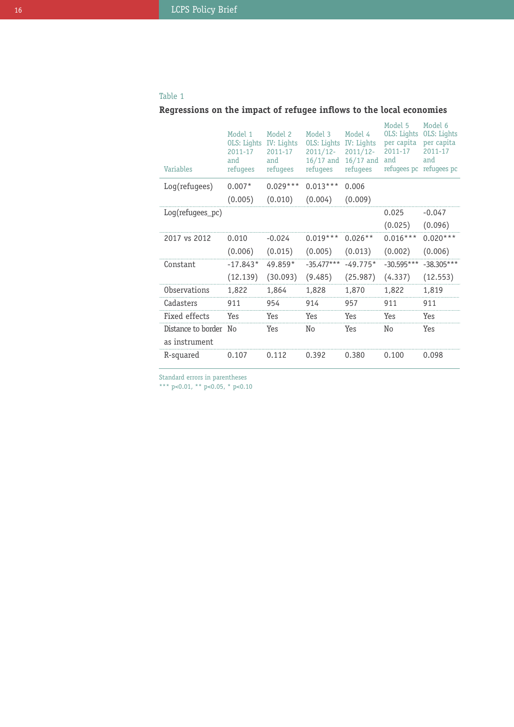Table 1

**Regressions on the impact of refugee inflows to the local economies**

| Variables | Model 1 OLS: Lights 2011-17 and refugees | Model 2 IV: Lights 2011-17 and refugees | Model 3 OLS: Lights 2011/12-16/17 and refugees | Model 4 IV: Lights 2011/12-16/17 and refugees | Model 5 OLS: Lights per capita 2011-17 and refugees pc | Model 6 OLS: Lights per capita 2011-17 and refugees pc |
|---|---|---|---|---|---|---|
| Log(refugees) | 0.007* | 0.029*** | 0.013*** | 0.006 | | |
| | (0.005) | (0.010) | (0.004) | (0.009) | | |
| Log(refugees_pc) | | | | | 0.025 | -0.047 |
| | | | | | (0.025) | (0.096) |
| 2017 vs 2012 | 0.010 | -0.024 | 0.019*** | 0.026** | 0.016*** | 0.020*** |
| | (0.006) | (0.015) | (0.005) | (0.013) | (0.002) | (0.006) |
| Constant | -17.843* | 49.859* | -35.477*** | -49.775* | -30.595*** | -38.305*** |
| | (12.139) | (30.093) | (9.485) | (25.987) | (4.337) | (12.553) |
| Observations | 1,822 | 1,864 | 1,828 | 1,870 | 1,822 | 1,819 |
| Cadasters | 911 | 954 | 914 | 957 | 911 | 911 |
| Fixed effects | Yes | Yes | Yes | Yes | Yes | Yes |
| Distance to border as instrument | No | Yes | No | Yes | No | Yes |
| R-squared | 0.107 | 0.112 | 0.392 | 0.380 | 0.100 | 0.098 |

Standard errors in parentheses
*** p<0.01, ** p<0.05, * p<0.10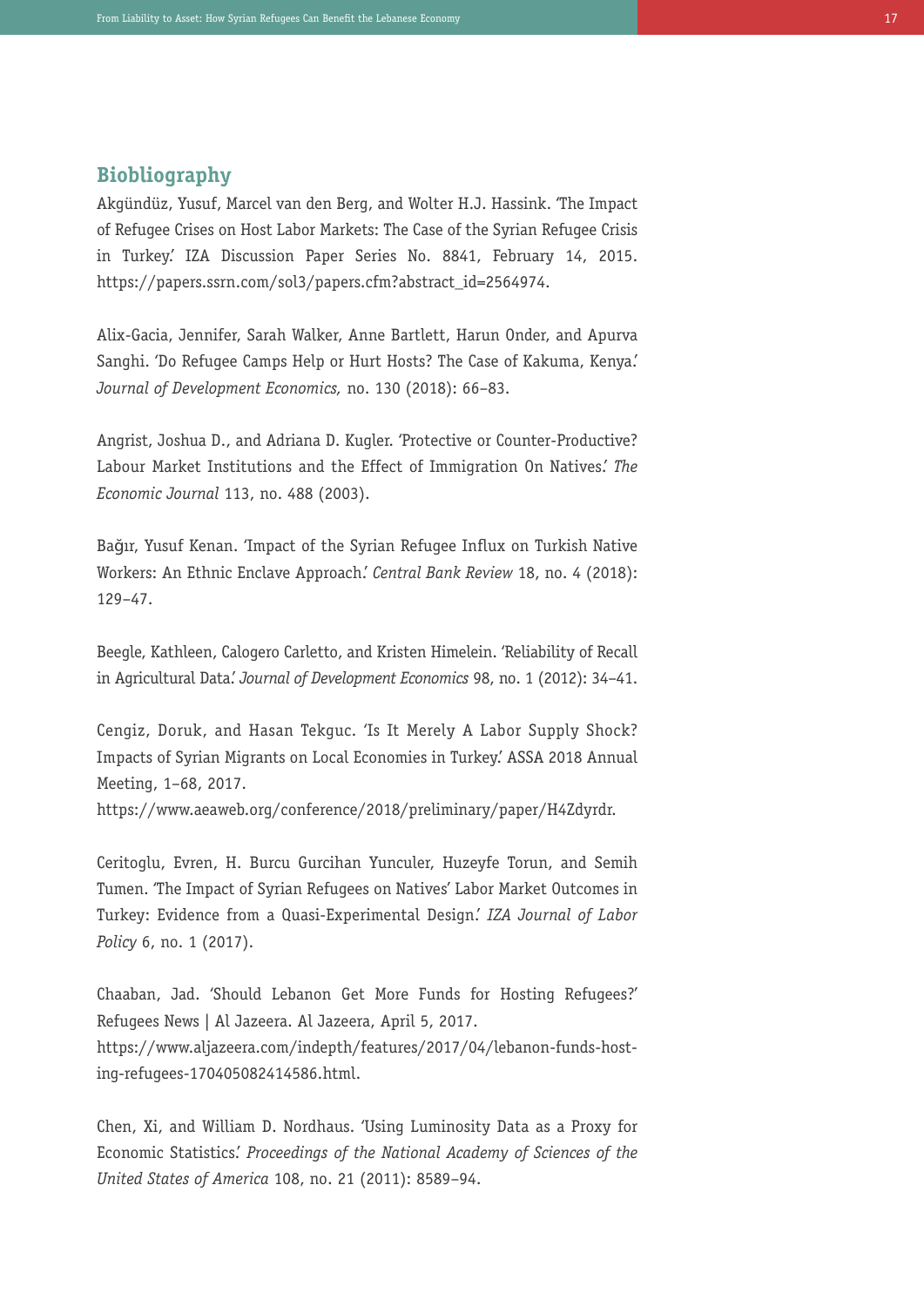## Biobliography

Akgündüz, Yusuf, Marcel van den Berg, and Wolter H.J. Hassink. 'The Impact of Refugee Crises on Host Labor Markets: The Case of the Syrian Refugee Crisis in Turkey.' IZA Discussion Paper Series No. 8841, February 14, 2015. https://papers.ssrn.com/sol3/papers.cfm?abstract_id=2564974.

Alix-Gacia, Jennifer, Sarah Walker, Anne Bartlett, Harun Onder, and Apurva Sanghi. 'Do Refugee Camps Help or Hurt Hosts? The Case of Kakuma, Kenya.' *Journal of Development Economics,* no. 130 (2018): 66–83.

Angrist, Joshua D., and Adriana D. Kugler. 'Protective or Counter-Productive? Labour Market Institutions and the Effect of Immigration On Natives.' *The Economic Journal* 113, no. 488 (2003).

Bağır, Yusuf Kenan. 'Impact of the Syrian Refugee Influx on Turkish Native Workers: An Ethnic Enclave Approach.' *Central Bank Review* 18, no. 4 (2018): 129–47.

Beegle, Kathleen, Calogero Carletto, and Kristen Himelein. 'Reliability of Recall in Agricultural Data.' *Journal of Development Economics* 98, no. 1 (2012): 34–41.

Cengiz, Doruk, and Hasan Tekguc. 'Is It Merely A Labor Supply Shock? Impacts of Syrian Migrants on Local Economies in Turkey.' ASSA 2018 Annual Meeting, 1–68, 2017. https://www.aeaweb.org/conference/2018/preliminary/paper/H4Zdyrdr.

Ceritoglu, Evren, H. Burcu Gurcihan Yunculer, Huzeyfe Torun, and Semih Tumen. 'The Impact of Syrian Refugees on Natives' Labor Market Outcomes in Turkey: Evidence from a Quasi-Experimental Design.' *IZA Journal of Labor Policy* 6, no. 1 (2017).

Chaaban, Jad. 'Should Lebanon Get More Funds for Hosting Refugees?' Refugees News | Al Jazeera. Al Jazeera, April 5, 2017. https://www.aljazeera.com/indepth/features/2017/04/lebanon-funds-hosting-refugees-170405082414586.html.

Chen, Xi, and William D. Nordhaus. 'Using Luminosity Data as a Proxy for Economic Statistics.' *Proceedings of the National Academy of Sciences of the United States of America* 108, no. 21 (2011): 8589–94.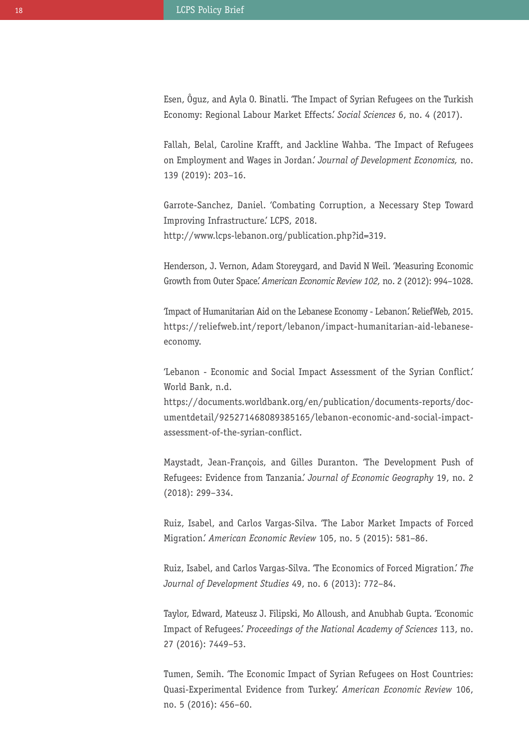Esen, Ôguz, and Ayla O. Binatli. 'The Impact of Syrian Refugees on the Turkish Economy: Regional Labour Market Effects.' *Social Sciences* 6, no. 4 (2017).

Fallah, Belal, Caroline Krafft, and Jackline Wahba. 'The Impact of Refugees on Employment and Wages in Jordan.' *Journal of Development Economics,* no. 139 (2019): 203–16.

Garrote-Sanchez, Daniel. 'Combating Corruption, a Necessary Step Toward Improving Infrastructure.' LCPS, 2018.
http://www.lcps-lebanon.org/publication.php?id=319.

Henderson, J. Vernon, Adam Storeygard, and David N Weil. 'Measuring Economic Growth from Outer Space.' *American Economic Review 102,* no. 2 (2012): 994–1028.

'Impact of Humanitarian Aid on the Lebanese Economy - Lebanon.' ReliefWeb, 2015. https://reliefweb.int/report/lebanon/impact-humanitarian-aid-lebanese-economy.

'Lebanon - Economic and Social Impact Assessment of the Syrian Conflict.' World Bank, n.d.
https://documents.worldbank.org/en/publication/documents-reports/documentdetail/925271468089385165/lebanon-economic-and-social-impact-assessment-of-the-syrian-conflict.

Maystadt, Jean-François, and Gilles Duranton. 'The Development Push of Refugees: Evidence from Tanzania.' *Journal of Economic Geography* 19, no. 2 (2018): 299–334.

Ruiz, Isabel, and Carlos Vargas-Silva. 'The Labor Market Impacts of Forced Migration.' *American Economic Review* 105, no. 5 (2015): 581–86.

Ruiz, Isabel, and Carlos Vargas-Silva. 'The Economics of Forced Migration.' *The Journal of Development Studies* 49, no. 6 (2013): 772–84.

Taylor, Edward, Mateusz J. Filipski, Mo Alloush, and Anubhab Gupta. 'Economic Impact of Refugees.' *Proceedings of the National Academy of Sciences* 113, no. 27 (2016): 7449–53.

Tumen, Semih. 'The Economic Impact of Syrian Refugees on Host Countries: Quasi-Experimental Evidence from Turkey.' *American Economic Review* 106, no. 5 (2016): 456–60.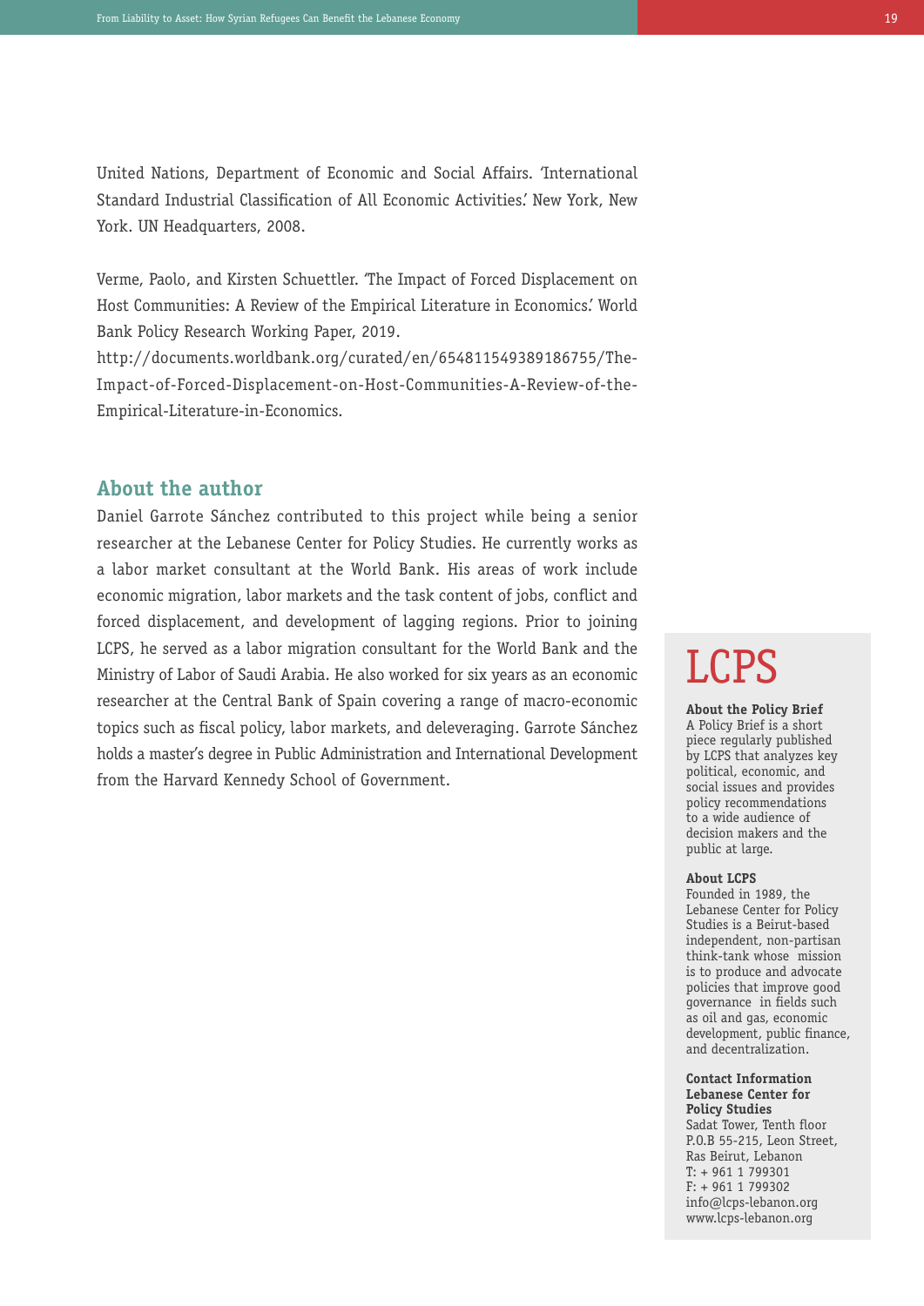United Nations, Department of Economic and Social Affairs. 'International Standard Industrial Classification of All Economic Activities.' New York, New York. UN Headquarters, 2008.

Verme, Paolo, and Kirsten Schuettler. 'The Impact of Forced Displacement on Host Communities: A Review of the Empirical Literature in Economics.' World Bank Policy Research Working Paper, 2019.
http://documents.worldbank.org/curated/en/654811549389186755/The-Impact-of-Forced-Displacement-on-Host-Communities-A-Review-of-the-Empirical-Literature-in-Economics.

## About the author

Daniel Garrote Sánchez contributed to this project while being a senior researcher at the Lebanese Center for Policy Studies. He currently works as a labor market consultant at the World Bank. His areas of work include economic migration, labor markets and the task content of jobs, conflict and forced displacement, and development of lagging regions. Prior to joining LCPS, he served as a labor migration consultant for the World Bank and the Ministry of Labor of Saudi Arabia. He also worked for six years as an economic researcher at the Central Bank of Spain covering a range of macro-economic topics such as fiscal policy, labor markets, and deleveraging. Garrote Sánchez holds a master's degree in Public Administration and International Development from the Harvard Kennedy School of Government.

# LCPS

**About the Policy Brief**
A Policy Brief is a short piece regularly published by LCPS that analyzes key political, economic, and social issues and provides policy recommendations to a wide audience of decision makers and the public at large.

**About LCPS**
Founded in 1989, the Lebanese Center for Policy Studies is a Beirut-based independent, non-partisan think-tank whose mission is to produce and advocate policies that improve good governance in fields such as oil and gas, economic development, public finance, and decentralization.

**Contact Information**
**Lebanese Center for Policy Studies**
Sadat Tower, Tenth floor
P.O.B 55-215, Leon Street,
Ras Beirut, Lebanon
T: + 961 1 799301
F: + 961 1 799302
info@lcps-lebanon.org
www.lcps-lebanon.org